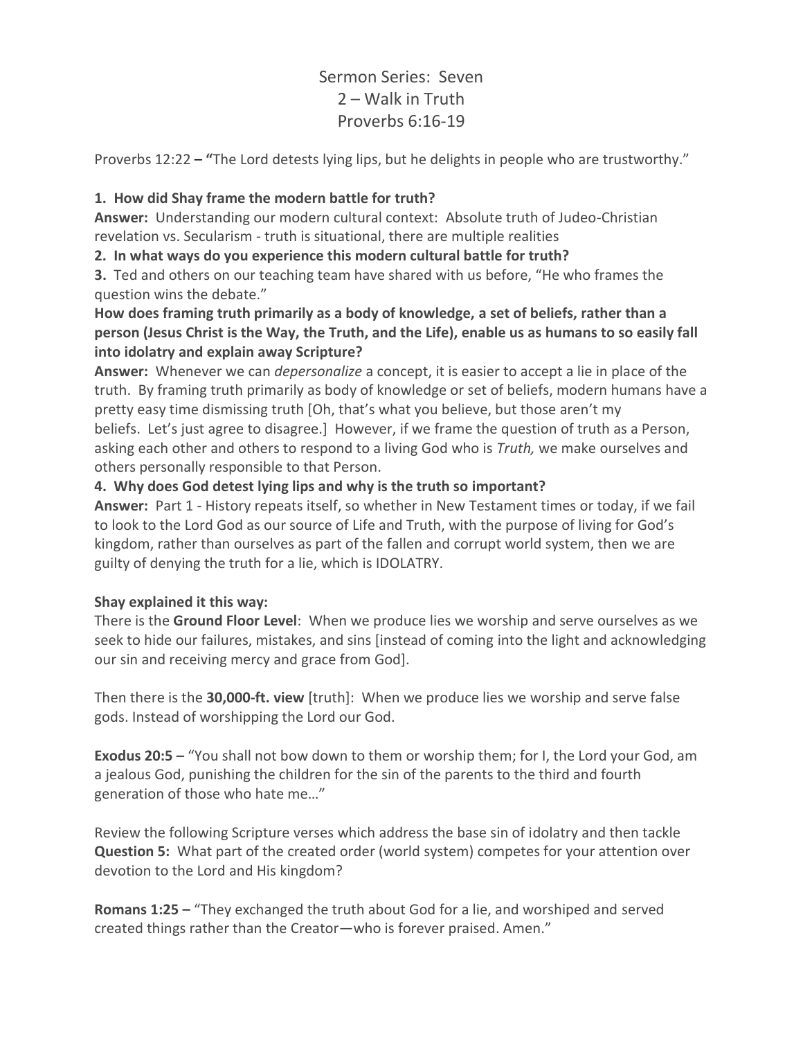# Sermon Series: Seven
## 2 – Walk in Truth
## Proverbs 6:16-19

Proverbs 12:22 **– "**The Lord detests lying lips, but he delights in people who are trustworthy."

**1. How did Shay frame the modern battle for truth?**
**Answer:** Understanding our modern cultural context: Absolute truth of Judeo-Christian revelation vs. Secularism - truth is situational, there are multiple realities

**2. In what ways do you experience this modern cultural battle for truth?**

**3.** Ted and others on our teaching team have shared with us before, "He who frames the question wins the debate."

**How does framing truth primarily as a body of knowledge, a set of beliefs, rather than a person (Jesus Christ is the Way, the Truth, and the Life), enable us as humans to so easily fall into idolatry and explain away Scripture?**

**Answer:** Whenever we can *depersonalize* a concept, it is easier to accept a lie in place of the truth. By framing truth primarily as body of knowledge or set of beliefs, modern humans have a pretty easy time dismissing truth [Oh, that's what you believe, but those aren't my beliefs. Let's just agree to disagree.] However, if we frame the question of truth as a Person, asking each other and others to respond to a living God who is *Truth,* we make ourselves and others personally responsible to that Person.

**4. Why does God detest lying lips and why is the truth so important?**
**Answer:** Part 1 - History repeats itself, so whether in New Testament times or today, if we fail to look to the Lord God as our source of Life and Truth, with the purpose of living for God's kingdom, rather than ourselves as part of the fallen and corrupt world system, then we are guilty of denying the truth for a lie, which is IDOLATRY.

**Shay explained it this way:**
There is the **Ground Floor Level**: When we produce lies we worship and serve ourselves as we seek to hide our failures, mistakes, and sins [instead of coming into the light and acknowledging our sin and receiving mercy and grace from God].

Then there is the **30,000-ft. view** [truth]: When we produce lies we worship and serve false gods. Instead of worshipping the Lord our God.

**Exodus 20:5 –** "You shall not bow down to them or worship them; for I, the Lord your God, am a jealous God, punishing the children for the sin of the parents to the third and fourth generation of those who hate me…"

Review the following Scripture verses which address the base sin of idolatry and then tackle **Question 5:** What part of the created order (world system) competes for your attention over devotion to the Lord and His kingdom?

**Romans 1:25 –** "They exchanged the truth about God for a lie, and worshiped and served created things rather than the Creator—who is forever praised. Amen."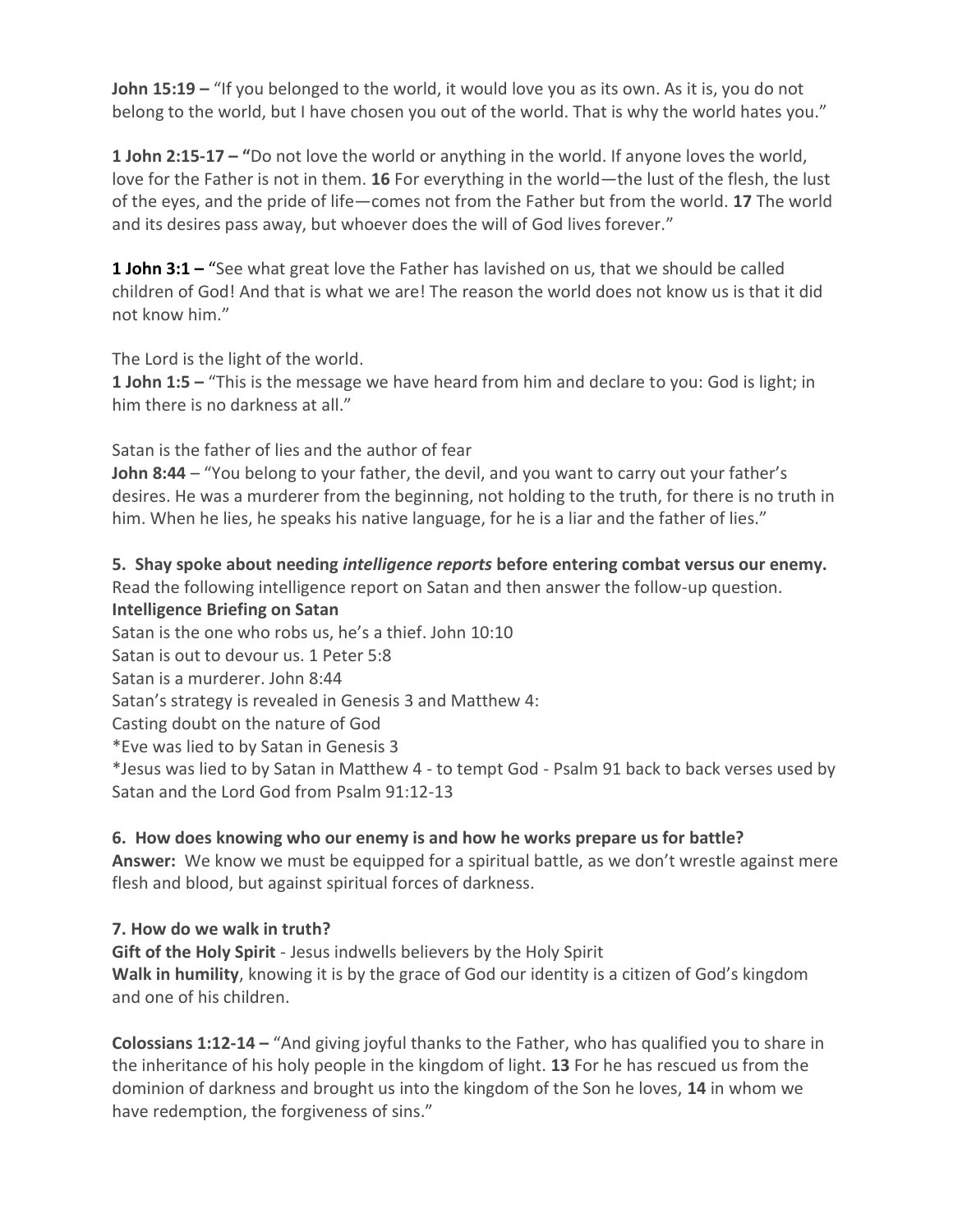**John 15:19 –** "If you belonged to the world, it would love you as its own. As it is, you do not belong to the world, but I have chosen you out of the world. That is why the world hates you."

**1 John 2:15-17 – "**Do not love the world or anything in the world. If anyone loves the world, love for the Father is not in them. **16** For everything in the world—the lust of the flesh, the lust of the eyes, and the pride of life—comes not from the Father but from the world. **17** The world and its desires pass away, but whoever does the will of God lives forever."

**1 John 3:1 – "**See what great love the Father has lavished on us, that we should be called children of God! And that is what we are! The reason the world does not know us is that it did not know him."

The Lord is the light of the world.
**1 John 1:5 –** "This is the message we have heard from him and declare to you: God is light; in him there is no darkness at all."

Satan is the father of lies and the author of fear
**John 8:44** – "You belong to your father, the devil, and you want to carry out your father's desires. He was a murderer from the beginning, not holding to the truth, for there is no truth in him. When he lies, he speaks his native language, for he is a liar and the father of lies."

**5. Shay spoke about needing *intelligence reports* before entering combat versus our enemy.**
Read the following intelligence report on Satan and then answer the follow-up question.
**Intelligence Briefing on Satan**
Satan is the one who robs us, he's a thief. John 10:10
Satan is out to devour us. 1 Peter 5:8
Satan is a murderer. John 8:44
Satan's strategy is revealed in Genesis 3 and Matthew 4:
Casting doubt on the nature of God
*Eve was lied to by Satan in Genesis 3
*Jesus was lied to by Satan in Matthew 4 - to tempt God - Psalm 91 back to back verses used by Satan and the Lord God from Psalm 91:12-13

**6. How does knowing who our enemy is and how he works prepare us for battle?**
**Answer:** We know we must be equipped for a spiritual battle, as we don't wrestle against mere flesh and blood, but against spiritual forces of darkness.

**7. How do we walk in truth?**
**Gift of the Holy Spirit** - Jesus indwells believers by the Holy Spirit
**Walk in humility**, knowing it is by the grace of God our identity is a citizen of God's kingdom and one of his children.

**Colossians 1:12-14 –** "And giving joyful thanks to the Father, who has qualified you to share in the inheritance of his holy people in the kingdom of light. **13** For he has rescued us from the dominion of darkness and brought us into the kingdom of the Son he loves, **14** in whom we have redemption, the forgiveness of sins."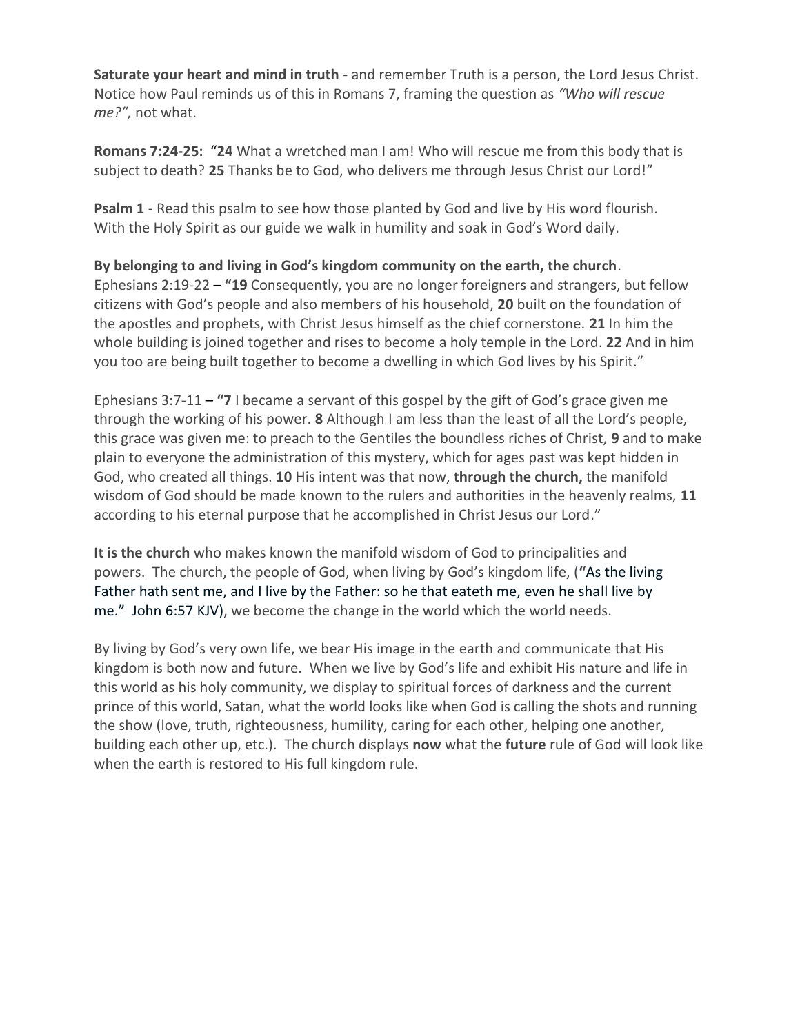**Saturate your heart and mind in truth** - and remember Truth is a person, the Lord Jesus Christ. Notice how Paul reminds us of this in Romans 7, framing the question as *"Who will rescue me?",* not what.

**Romans 7:24-25:** "**24** What a wretched man I am! Who will rescue me from this body that is subject to death? **25** Thanks be to God, who delivers me through Jesus Christ our Lord!"

**Psalm 1** - Read this psalm to see how those planted by God and live by His word flourish. With the Holy Spirit as our guide we walk in humility and soak in God's Word daily.

**By belonging to and living in God's kingdom community on the earth, the church**.
Ephesians 2:19-22 **– "19** Consequently, you are no longer foreigners and strangers, but fellow citizens with God's people and also members of his household, **20** built on the foundation of the apostles and prophets, with Christ Jesus himself as the chief cornerstone. **21** In him the whole building is joined together and rises to become a holy temple in the Lord. **22** And in him you too are being built together to become a dwelling in which God lives by his Spirit."

Ephesians 3:7-11 **– "7** I became a servant of this gospel by the gift of God's grace given me through the working of his power. **8** Although I am less than the least of all the Lord's people, this grace was given me: to preach to the Gentiles the boundless riches of Christ, **9** and to make plain to everyone the administration of this mystery, which for ages past was kept hidden in God, who created all things. **10** His intent was that now, **through the church,** the manifold wisdom of God should be made known to the rulers and authorities in the heavenly realms, **11** according to his eternal purpose that he accomplished in Christ Jesus our Lord."

**It is the church** who makes known the manifold wisdom of God to principalities and powers. The church, the people of God, when living by God's kingdom life, (**"**As the living Father hath sent me, and I live by the Father: so he that eateth me, even he shall live by me." John 6:57 KJV), we become the change in the world which the world needs.

By living by God's very own life, we bear His image in the earth and communicate that His kingdom is both now and future. When we live by God's life and exhibit His nature and life in this world as his holy community, we display to spiritual forces of darkness and the current prince of this world, Satan, what the world looks like when God is calling the shots and running the show (love, truth, righteousness, humility, caring for each other, helping one another, building each other up, etc.). The church displays **now** what the **future** rule of God will look like when the earth is restored to His full kingdom rule.